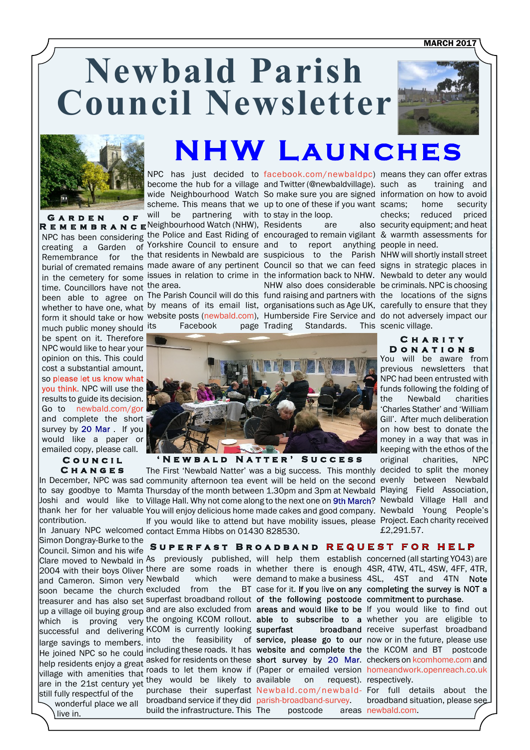MARCH 2017

# Newbald Parish Council Newsletter

## Garden of Remembrance

NPC has been considering creating a Garden of Remembrance for the burial of cremated remains in the cemetery for some time. Councillors have not been able to agree on whether to have one, what form it should take or how much public money should be spent on it. Therefore NPC would like to hear your opinion on this. This could cost a substantial amount, so please let us know what you think. NPC will use the results to guide its decision. Go to newbald.com/gor and complete the short survey by 20 Mar. If you would like a paper or emailed copy, please call.

## Council Changes

In December, NPC was sad to say goodbye to Mamta Joshi and would like to thank her for her valuable contribution.

In January NPC welcomed Simon Dongray-Burke to the Council. Simon and his wife Clare moved to Newbald in 2004 with their boys Oliver and Cameron. Simon very soon became the church treasurer and has also set up a village oil buying group which is proving very successful and delivering large savings to members. He joined NPC so he could help residents enjoy a great village with amenities that are in the 21st century yet still fully respectful of the wonderful place we all live in.

# NHW Launches

NPC has just decided to become the hub for a village wide Neighbourhood Watch scheme. This means that we will be partnering with Neighbourhood Watch (NHW), the Police and East Riding of Yorkshire Council to ensure that residents in Newbald are made aware of any pertinent issues in relation to crime in the area.

The Parish Council will do this by means of its email list, website posts (newbald.com), its Facebook page facebook.com/newbaldpc) and Twitter (@newbaldvillage). So make sure you are signed up to one of these if you want to stay in the loop.

Residents are also encouraged to remain vigilant and to report anything suspicious to the Parish Council so that we can feed the information back to NHW.

NHW also does considerable fund raising and partners with organisations such as Age UK, Humberside Fire Service and Trading Standards. This means they can offer extras such as training and information on how to avoid scams; home security checks; reduced priced security equipment; and heat & warmth assessments for people in need.

NHW will shortly install street signs in strategic places in Newbald to deter any would be criminals. NPC is choosing the locations of the signs carefully to ensure that they do not adversely impact our scenic village.

## 'Newbald Natter' Success

The First 'Newbald Natter' was a big success. This monthly community afternoon tea event will be held on the second Thursday of the month between 1.30pm and 3pm at Newbald Village Hall. Why not come along to the next one on 9th March? You will enjoy delicious home made cakes and good company. If you would like to attend but have mobility issues, please contact Emma Hibbs on 01430 828530.

## Charity Donations

You will be aware from previous newsletters that NPC had been entrusted with funds following the folding of the Newbald charities 'Charles Stather' and 'William Gill'. After much deliberation on how best to donate the money in a way that was in keeping with the ethos of the original charities, NPC decided to split the money evenly between Newbald Playing Field Association, Newbald Village Hall and Newbald Young People's Project. Each charity received £2,291.57.

## Superfast Broadband Request for Help

As previously published, there are some roads in Newbald which were excluded from the BT superfast broadband rollout and are also excluded from the ongoing KCOM rollout. KCOM is currently looking into the feasibility of including these roads. It has asked for residents on these roads to let them know if they would be likely to purchase their superfast broadband service if they did build the infrastructure. This will help them establish whether there is enough demand to make a business case for it. **If you live on any of the following postcode areas and would like to be able to subscribe to a superfast broadband service, please go to our website and complete the short survey by 20 Mar.** (Paper or emailed version available on request). Newbald.com/newbald-parish-broadband-survey.

The postcode areas concerned (all starting YO43) are 4SR, 4TW, 4TL, 4SW, 4FF, 4TR, 4SL, 4ST and 4TN **Note completing the survey is NOT a commitment to purchase.**

If you would like to find out whether you are eligible to receive superfast broadband now or in the future, please use the KCOM and BT postcode checkers on kcomhome.com and homeandwork.openreach.co.uk respectively.

For full details about the broadband situation, please see newbald.com.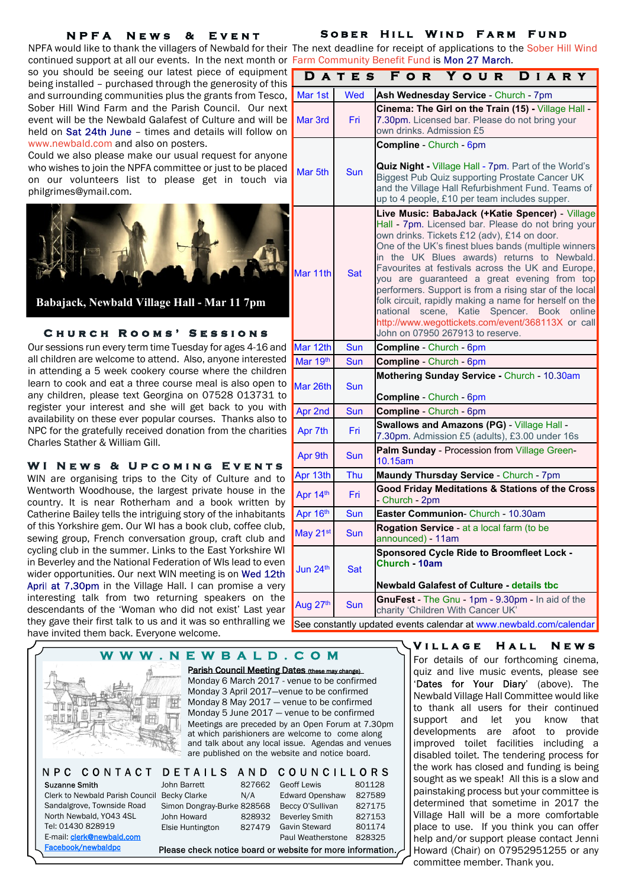## NPFA News & Event

NPFA would like to thank the villagers of Newbald for their continued support at all our events. In the next month or so you should be seeing our latest piece of equipment being installed – purchased through the generosity of this and surrounding communities plus the grants from Tesco, Sober Hill Wind Farm and the Parish Council. Our next event will be the Newbald Galafest of Culture and will be held on Sat 24th June – times and details will follow on www.newbald.com and also on posters.

Could we also please make our usual request for anyone who wishes to join the NPFA committee or just to be placed on our volunteers list to please get in touch via philgrimes@ymail.com.

Babajack, Newbald Village Hall - Mar 11 7pm

## Church Rooms' Sessions

Our sessions run every term time Tuesday for ages 4-16 and all children are welcome to attend. Also, anyone interested in attending a 5 week cookery course where the children learn to cook and eat a three course meal is also open to any children, please text Georgina on 07528 013731 to register your interest and she will get back to you with availability on these ever popular courses. Thanks also to NPC for the gratefully received donation from the charities Charles Stather & William Gill.

## WI News & Upcoming Events

WIN are organising trips to the City of Culture and to Wentworth Woodhouse, the largest private house in the country. It is near Rotherham and a book written by Catherine Bailey tells the intriguing story of the inhabitants of this Yorkshire gem. Our WI has a book club, coffee club, sewing group, French conversation group, craft club and cycling club in the summer. Links to the East Yorkshire WI in Beverley and the National Federation of WIs lead to even wider opportunities. Our next WIN meeting is on Wed 12th April at 7.30pm in the Village Hall. I can promise a very interesting talk from two returning speakers on the descendants of the 'Woman who did not exist' Last year they gave their first talk to us and it was so enthralling we have invited them back. Everyone welcome.

## Sober Hill Wind Farm Fund

The next deadline for receipt of applications to the Sober Hill Wind Farm Community Benefit Fund is Mon 27 March.

## Dates For Your Diary

| | | |
|---|---|---|
| Mar 1st | Wed | **Ash Wednesday Service** - Church - 7pm |
| Mar 3rd | Fri | **Cinema: The Girl on the Train (15)** - Village Hall - 7.30pm. Licensed bar. Please do not bring your own drinks. Admission £5 |
| Mar 5th | Sun | **Compline** - Church - 6pm<br><br>**Quiz Night** - Village Hall - 7pm. Part of the World's Biggest Pub Quiz supporting Prostate Cancer UK and the Village Hall Refurbishment Fund. Teams of up to 4 people, £10 per team includes supper. |
| Mar 11th | Sat | **Live Music: BabaJack (+Katie Spencer)** - Village Hall - 7pm. Licensed bar. Please do not bring your own drinks. Tickets £12 (adv), £14 on door. One of the UK's finest blues bands (multiple winners in the UK Blues awards) returns to Newbald. Favourites at festivals across the UK and Europe, you are guaranteed a great evening from top performers. Support is from a rising star of the local folk circuit, rapidly making a name for herself on the national scene, Katie Spencer. Book online http://www.wegottickets.com/event/368113X or call John on 07950 267913 to reserve. |
| Mar 12th | Sun | **Compline** - Church - 6pm |
| Mar 19th | Sun | **Compline** - Church - 6pm |
| Mar 26th | Sun | **Mothering Sunday Service** - Church - 10.30am<br><br>**Compline** - Church - 6pm |
| Apr 2nd | Sun | **Compline** - Church - 6pm |
| Apr 7th | Fri | **Swallows and Amazons (PG)** - Village Hall - 7.30pm. Admission £5 (adults), £3.00 under 16s |
| Apr 9th | Sun | **Palm Sunday** - Procession from Village Green- 10.15am |
| Apr 13th | Thu | **Maundy Thursday Service** - Church - 7pm |
| Apr 14th | Fri | **Good Friday Meditations & Stations of the Cross** - Church - 2pm |
| Apr 16th | Sun | **Easter Communion**- Church - 10.30am |
| May 21st | Sun | **Rogation Service** - at a local farm (to be announced) - 11am |
| Jun 24th | Sat | **Sponsored Cycle Ride to Broomfleet Lock - Church - 10am**<br><br>**Newbald Galafest of Culture - details tbc** |
| Aug 27th | Sun | **GnuFest** - The Gnu - 1pm - 9.30pm - In aid of the charity 'Children With Cancer UK' |

See constantly updated events calendar at www.newbald.com/calendar

## WWW.NEWBALD.COM

**Parish Council Meeting Dates** (these may change)

Monday 6 March 2017 - venue to be confirmed
Monday 3 April 2017—venue to be confirmed
Monday 8 May 2017 — venue to be confirmed
Monday 5 June 2017 — venue to be confirmed

Meetings are preceded by an Open Forum at 7.30pm at which parishioners are welcome to come along and talk about any local issue. Agendas and venues are published on the website and notice board.

### NPC Contact Details and Councillors

Suzanne Smith
Clerk to Newbald Parish Council
Sandalgrove, Townside Road
North Newbald, YO43 4SL
Tel: 01430 828919
E-mail: clerk@newbald.com
Facebook/newbaldpc

| | | | |
|---|---|---|---|
| John Barrett | 827662 | Geoff Lewis | 801128 |
| Becky Clarke | N/A | Edward Openshaw | 827589 |
| Simon Dongray-Burke | 828568 | Beccy O'Sullivan | 827175 |
| John Howard | 828932 | Beverley Smith | 827153 |
| Elsie Huntington | 827479 | Gavin Steward | 801174 |
| | | Paul Weatherstone | 828325 |

Please check notice board or website for more information.

## Village Hall News

For details of our forthcoming cinema, quiz and live music events, please see 'Dates for Your Diary' (above). The Newbald Village Hall Committee would like to thank all users for their continued support and let you know that developments are afoot to provide improved toilet facilities including a disabled toilet. The tendering process for the work has closed and funding is being sought as we speak! All this is a slow and painstaking process but your committee is determined that sometime in 2017 the Village Hall will be a more comfortable place to use. If you think you can offer help and/or support please contact Jenni Howard (Chair) on 07952951255 or any committee member. Thank you.